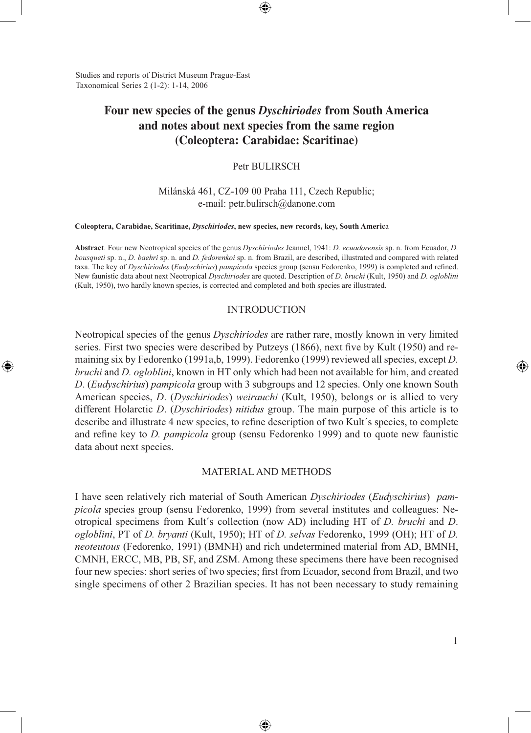Studies and reports of District Museum Prague-East
Taxonomical Series 2 (1-2): 1-14, 2006

# Four new species of the genus *Dyschiriodes* from South America and notes about next species from the same region (Coleoptera: Carabidae: Scaritinae)

Petr BULIRSCH

Milánská 461, CZ-109 00 Praha 111, Czech Republic;
e-mail: petr.bulirsch@danone.com

**Coleoptera, Carabidae, Scaritinae, *Dyschiriodes*, new species, new records, key, South Americ**a

**Abstract**. Four new Neotropical species of the genus *Dyschiriodes* Jeannel, 1941: *D. ecuadorensis* sp. n. from Ecuador, *D. bousqueti* sp. n., *D. baehri* sp. n. and *D. fedorenkoi* sp. n. from Brazil, are described, illustrated and compared with related taxa. The key of *Dyschiriodes* (*Eudyschirius*) *pampicola* species group (sensu Fedorenko, 1999) is completed and refined. New faunistic data about next Neotropical *Dyschiriodes* are quoted. Description of *D. bruchi* (Kult, 1950) and *D. ogloblini* (Kult, 1950), two hardly known species, is corrected and completed and both species are illustrated.

## INTRODUCTION

Neotropical species of the genus *Dyschiriodes* are rather rare, mostly known in very limited series. First two species were described by Putzeys (1866), next five by Kult (1950) and remaining six by Fedorenko (1991a,b, 1999). Fedorenko (1999) reviewed all species, except *D. bruchi* and *D. ogloblini*, known in HT only which had been not available for him, and created *D*. (*Eudyschirius*) *pampicola* group with 3 subgroups and 12 species. Only one known South American species, *D*. (*Dyschiriodes*) *weirauchi* (Kult, 1950), belongs or is allied to very different Holarctic *D*. (*Dyschiriodes*) *nitidus* group. The main purpose of this article is to describe and illustrate 4 new species, to refine description of two Kult´s species, to complete and refine key to *D. pampicola* group (sensu Fedorenko 1999) and to quote new faunistic data about next species.

## MATERIAL AND METHODS

I have seen relatively rich material of South American *Dyschiriodes* (*Eudyschirius*) *pampicola* species group (sensu Fedorenko, 1999) from several institutes and colleagues: Neotropical specimens from Kult´s collection (now AD) including HT of *D. bruchi* and *D. ogloblini*, PT of *D. bryanti* (Kult, 1950); HT of *D. selvas* Fedorenko, 1999 (OH); HT of *D. neoteutous* (Fedorenko, 1991) (BMNH) and rich undetermined material from AD, BMNH, CMNH, ERCC, MB, PB, SF, and ZSM. Among these specimens there have been recognised four new species: short series of two species; first from Ecuador, second from Brazil, and two single specimens of other 2 Brazilian species. It has not been necessary to study remaining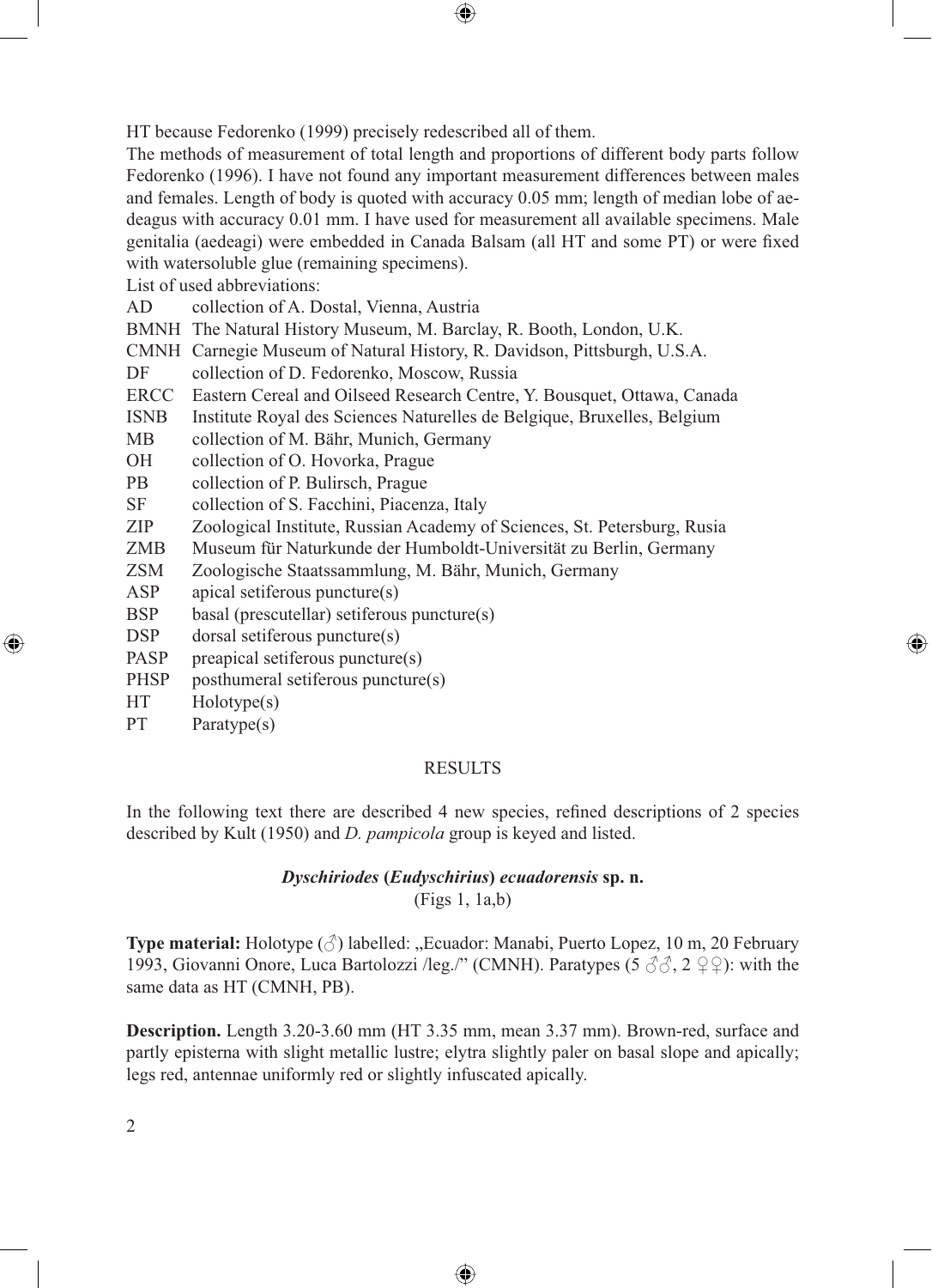HT because Fedorenko (1999) precisely redescribed all of them.

The methods of measurement of total length and proportions of different body parts follow Fedorenko (1996). I have not found any important measurement differences between males and females. Length of body is quoted with accuracy 0.05 mm; length of median lobe of aedeagus with accuracy 0.01 mm. I have used for measurement all available specimens. Male genitalia (aedeagi) were embedded in Canada Balsam (all HT and some PT) or were fixed with watersoluble glue (remaining specimens).

List of used abbreviations:

AD collection of A. Dostal, Vienna, Austria
BMNH The Natural History Museum, M. Barclay, R. Booth, London, U.K.
CMNH Carnegie Museum of Natural History, R. Davidson, Pittsburgh, U.S.A.
DF collection of D. Fedorenko, Moscow, Russia
ERCC Eastern Cereal and Oilseed Research Centre, Y. Bousquet, Ottawa, Canada
ISNB Institute Royal des Sciences Naturelles de Belgique, Bruxelles, Belgium
MB collection of M. Bähr, Munich, Germany
OH collection of O. Hovorka, Prague
PB collection of P. Bulirsch, Prague
SF collection of S. Facchini, Piacenza, Italy
ZIP Zoological Institute, Russian Academy of Sciences, St. Petersburg, Rusia
ZMB Museum für Naturkunde der Humboldt-Universität zu Berlin, Germany
ZSM Zoologische Staatssammlung, M. Bähr, Munich, Germany
ASP apical setiferous puncture(s)
BSP basal (prescutellar) setiferous puncture(s)
DSP dorsal setiferous puncture(s)
PASP preapical setiferous puncture(s)
PHSP posthumeral setiferous puncture(s)
HT Holotype(s)
PT Paratype(s)

## RESULTS

In the following text there are described 4 new species, refined descriptions of 2 species described by Kult (1950) and *D. pampicola* group is keyed and listed.

### *Dyschiriodes* (*Eudyschirius*) *ecuadorensis* sp. n.

(Figs 1, 1a,b)

**Type material:** Holotype (♂) labelled: „Ecuador: Manabi, Puerto Lopez, 10 m, 20 February 1993, Giovanni Onore, Luca Bartolozzi /leg./" (CMNH). Paratypes (5 ♂♂, 2 ♀♀): with the same data as HT (CMNH, PB).

**Description.** Length 3.20-3.60 mm (HT 3.35 mm, mean 3.37 mm). Brown-red, surface and partly episterna with slight metallic lustre; elytra slightly paler on basal slope and apically; legs red, antennae uniformly red or slightly infuscated apically.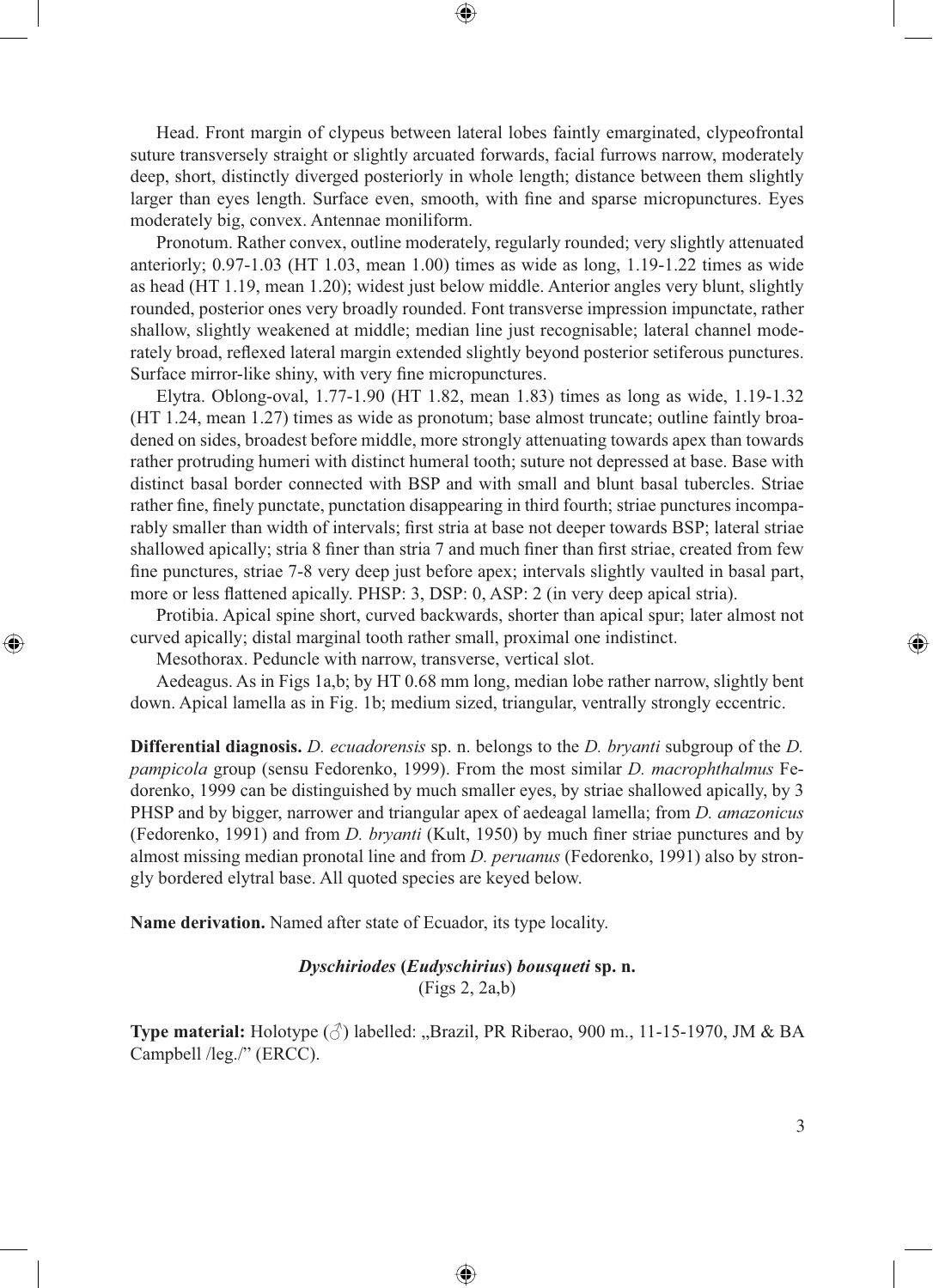Head. Front margin of clypeus between lateral lobes faintly emarginated, clypeofrontal suture transversely straight or slightly arcuated forwards, facial furrows narrow, moderately deep, short, distinctly diverged posteriorly in whole length; distance between them slightly larger than eyes length. Surface even, smooth, with fine and sparse micropunctures. Eyes moderately big, convex. Antennae moniliform.

Pronotum. Rather convex, outline moderately, regularly rounded; very slightly attenuated anteriorly; 0.97-1.03 (HT 1.03, mean 1.00) times as wide as long, 1.19-1.22 times as wide as head (HT 1.19, mean 1.20); widest just below middle. Anterior angles very blunt, slightly rounded, posterior ones very broadly rounded. Font transverse impression impunctate, rather shallow, slightly weakened at middle; median line just recognisable; lateral channel moderately broad, reflexed lateral margin extended slightly beyond posterior setiferous punctures. Surface mirror-like shiny, with very fine micropunctures.

Elytra. Oblong-oval, 1.77-1.90 (HT 1.82, mean 1.83) times as long as wide, 1.19-1.32 (HT 1.24, mean 1.27) times as wide as pronotum; base almost truncate; outline faintly broadened on sides, broadest before middle, more strongly attenuating towards apex than towards rather protruding humeri with distinct humeral tooth; suture not depressed at base. Base with distinct basal border connected with BSP and with small and blunt basal tubercles. Striae rather fine, finely punctate, punctation disappearing in third fourth; striae punctures incomparably smaller than width of intervals; first stria at base not deeper towards BSP; lateral striae shallowed apically; stria 8 finer than stria 7 and much finer than first striae, created from few fine punctures, striae 7-8 very deep just before apex; intervals slightly vaulted in basal part, more or less flattened apically. PHSP: 3, DSP: 0, ASP: 2 (in very deep apical stria).

Protibia. Apical spine short, curved backwards, shorter than apical spur; later almost not curved apically; distal marginal tooth rather small, proximal one indistinct.

Mesothorax. Peduncle with narrow, transverse, vertical slot.

Aedeagus. As in Figs 1a,b; by HT 0.68 mm long, median lobe rather narrow, slightly bent down. Apical lamella as in Fig. 1b; medium sized, triangular, ventrally strongly eccentric.

**Differential diagnosis.** *D. ecuadorensis* sp. n. belongs to the *D. bryanti* subgroup of the *D. pampicola* group (sensu Fedorenko, 1999). From the most similar *D. macrophthalmus* Fedorenko, 1999 can be distinguished by much smaller eyes, by striae shallowed apically, by 3 PHSP and by bigger, narrower and triangular apex of aedeagal lamella; from *D. amazonicus* (Fedorenko, 1991) and from *D. bryanti* (Kult, 1950) by much finer striae punctures and by almost missing median pronotal line and from *D. peruanus* (Fedorenko, 1991) also by strongly bordered elytral base. All quoted species are keyed below.

**Name derivation.** Named after state of Ecuador, its type locality.

### *Dyschiriodes* (*Eudyschirius*) *bousqueti* sp. n.
(Figs 2, 2a,b)

**Type material:** Holotype (♂) labelled: „Brazil, PR Riberao, 900 m., 11-15-1970, JM & BA Campbell /leg./" (ERCC).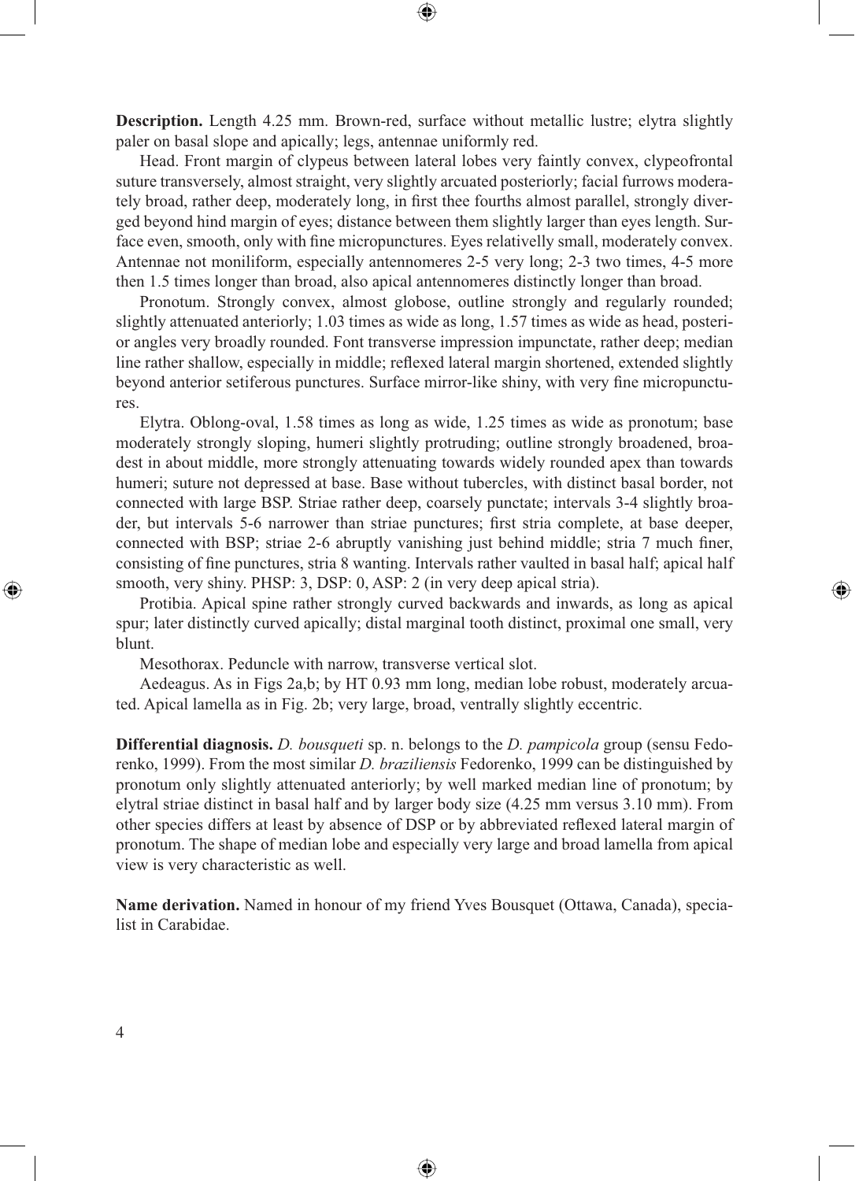**Description.** Length 4.25 mm. Brown-red, surface without metallic lustre; elytra slightly paler on basal slope and apically; legs, antennae uniformly red.

Head. Front margin of clypeus between lateral lobes very faintly convex, clypeofrontal suture transversely, almost straight, very slightly arcuated posteriorly; facial furrows moderately broad, rather deep, moderately long, in first thee fourths almost parallel, strongly diverged beyond hind margin of eyes; distance between them slightly larger than eyes length. Surface even, smooth, only with fine micropunctures. Eyes relativelly small, moderately convex. Antennae not moniliform, especially antennomeres 2-5 very long; 2-3 two times, 4-5 more then 1.5 times longer than broad, also apical antennomeres distinctly longer than broad.

Pronotum. Strongly convex, almost globose, outline strongly and regularly rounded; slightly attenuated anteriorly; 1.03 times as wide as long, 1.57 times as wide as head, posterior angles very broadly rounded. Font transverse impression impunctate, rather deep; median line rather shallow, especially in middle; reflexed lateral margin shortened, extended slightly beyond anterior setiferous punctures. Surface mirror-like shiny, with very fine micropunctures.

Elytra. Oblong-oval, 1.58 times as long as wide, 1.25 times as wide as pronotum; base moderately strongly sloping, humeri slightly protruding; outline strongly broadened, broadest in about middle, more strongly attenuating towards widely rounded apex than towards humeri; suture not depressed at base. Base without tubercles, with distinct basal border, not connected with large BSP. Striae rather deep, coarsely punctate; intervals 3-4 slightly broader, but intervals 5-6 narrower than striae punctures; first stria complete, at base deeper, connected with BSP; striae 2-6 abruptly vanishing just behind middle; stria 7 much finer, consisting of fine punctures, stria 8 wanting. Intervals rather vaulted in basal half; apical half smooth, very shiny. PHSP: 3, DSP: 0, ASP: 2 (in very deep apical stria).

Protibia. Apical spine rather strongly curved backwards and inwards, as long as apical spur; later distinctly curved apically; distal marginal tooth distinct, proximal one small, very blunt.

Mesothorax. Peduncle with narrow, transverse vertical slot.

Aedeagus. As in Figs 2a,b; by HT 0.93 mm long, median lobe robust, moderately arcuated. Apical lamella as in Fig. 2b; very large, broad, ventrally slightly eccentric.

**Differential diagnosis.** *D. bousqueti* sp. n. belongs to the *D. pampicola* group (sensu Fedorenko, 1999). From the most similar *D. braziliensis* Fedorenko, 1999 can be distinguished by pronotum only slightly attenuated anteriorly; by well marked median line of pronotum; by elytral striae distinct in basal half and by larger body size (4.25 mm versus 3.10 mm). From other species differs at least by absence of DSP or by abbreviated reflexed lateral margin of pronotum. The shape of median lobe and especially very large and broad lamella from apical view is very characteristic as well.

**Name derivation.** Named in honour of my friend Yves Bousquet (Ottawa, Canada), specialist in Carabidae.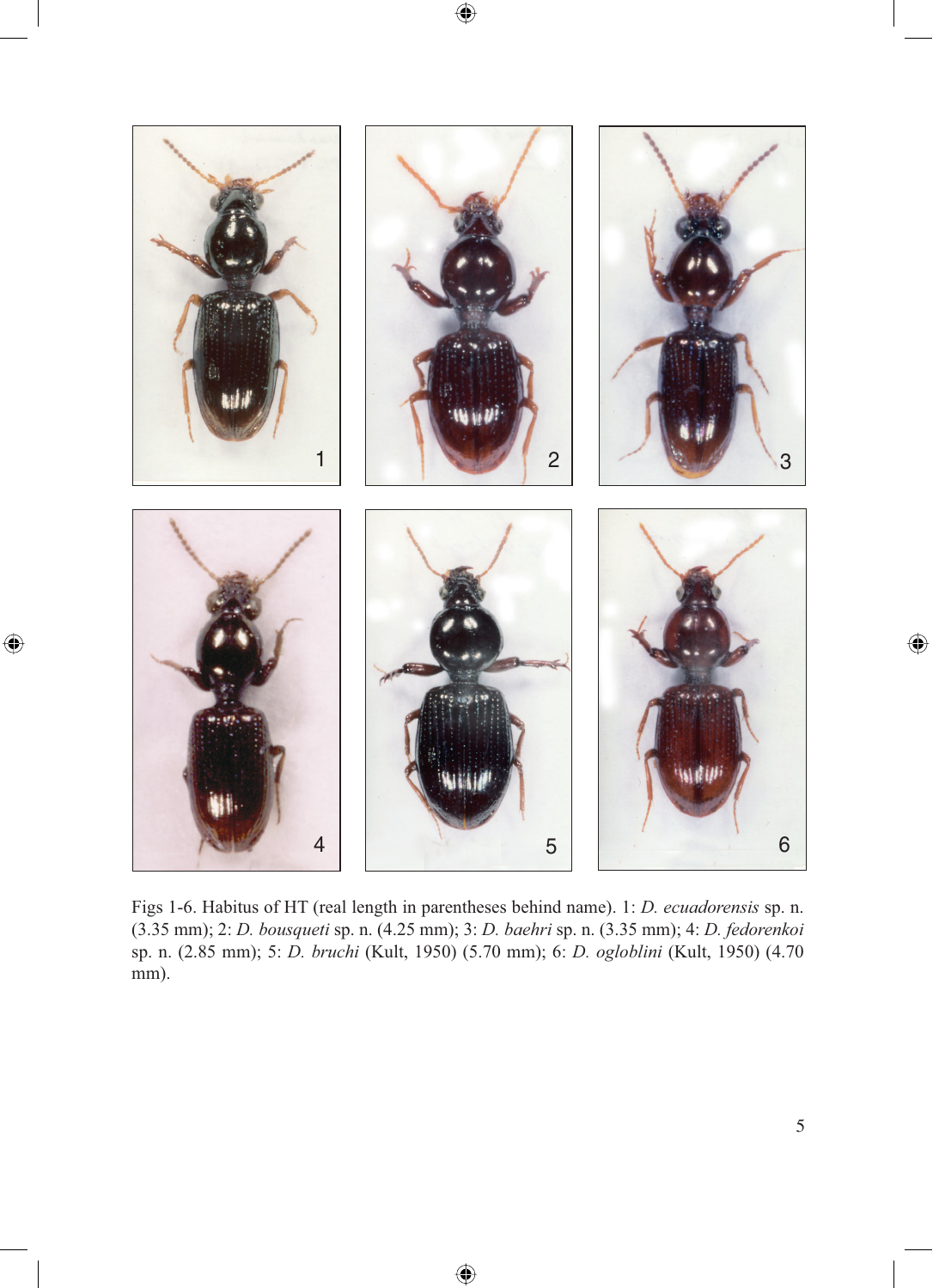Figs 1-6. Habitus of HT (real length in parentheses behind name). 1: *D. ecuadorensis* sp. n. (3.35 mm); 2: *D. bousqueti* sp. n. (4.25 mm); 3: *D. baehri* sp. n. (3.35 mm); 4: *D. fedorenkoi* sp. n. (2.85 mm); 5: *D. bruchi* (Kult, 1950) (5.70 mm); 6: *D. ogloblini* (Kult, 1950) (4.70 mm).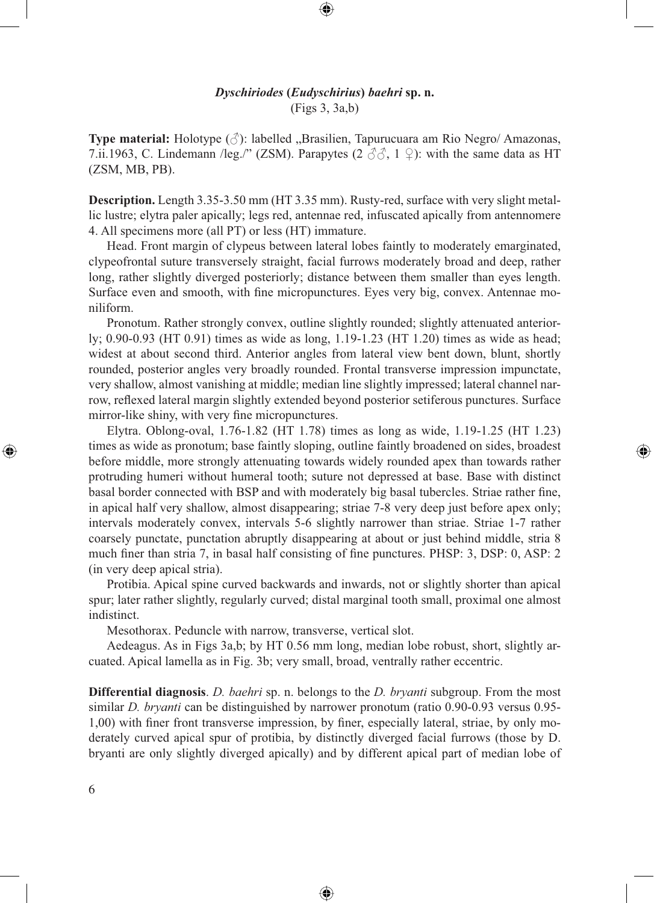### ***Dyschiriodes* (*Eudyschirius*) *baehri* sp. n.**

(Figs 3, 3a,b)

**Type material:** Holotype (♂): labelled „Brasilien, Tapurucuara am Rio Negro/ Amazonas, 7.ii.1963, C. Lindemann /leg./" (ZSM). Parapytes (2 ♂♂, 1 ♀): with the same data as HT (ZSM, MB, PB).

**Description.** Length 3.35-3.50 mm (HT 3.35 mm). Rusty-red, surface with very slight metallic lustre; elytra paler apically; legs red, antennae red, infuscated apically from antennomere 4. All specimens more (all PT) or less (HT) immature.

Head. Front margin of clypeus between lateral lobes faintly to moderately emarginated, clypeofrontal suture transversely straight, facial furrows moderately broad and deep, rather long, rather slightly diverged posteriorly; distance between them smaller than eyes length. Surface even and smooth, with fine micropunctures. Eyes very big, convex. Antennae moniliform.

Pronotum. Rather strongly convex, outline slightly rounded; slightly attenuated anteriorly; 0.90-0.93 (HT 0.91) times as wide as long, 1.19-1.23 (HT 1.20) times as wide as head; widest at about second third. Anterior angles from lateral view bent down, blunt, shortly rounded, posterior angles very broadly rounded. Frontal transverse impression impunctate, very shallow, almost vanishing at middle; median line slightly impressed; lateral channel narrow, reflexed lateral margin slightly extended beyond posterior setiferous punctures. Surface mirror-like shiny, with very fine micropunctures.

Elytra. Oblong-oval, 1.76-1.82 (HT 1.78) times as long as wide, 1.19-1.25 (HT 1.23) times as wide as pronotum; base faintly sloping, outline faintly broadened on sides, broadest before middle, more strongly attenuating towards widely rounded apex than towards rather protruding humeri without humeral tooth; suture not depressed at base. Base with distinct basal border connected with BSP and with moderately big basal tubercles. Striae rather fine, in apical half very shallow, almost disappearing; striae 7-8 very deep just before apex only; intervals moderately convex, intervals 5-6 slightly narrower than striae. Striae 1-7 rather coarsely punctate, punctation abruptly disappearing at about or just behind middle, stria 8 much finer than stria 7, in basal half consisting of fine punctures. PHSP: 3, DSP: 0, ASP: 2 (in very deep apical stria).

Protibia. Apical spine curved backwards and inwards, not or slightly shorter than apical spur; later rather slightly, regularly curved; distal marginal tooth small, proximal one almost indistinct.

Mesothorax. Peduncle with narrow, transverse, vertical slot.

Aedeagus. As in Figs 3a,b; by HT 0.56 mm long, median lobe robust, short, slightly arcuated. Apical lamella as in Fig. 3b; very small, broad, ventrally rather eccentric.

**Differential diagnosis**. *D. baehri* sp. n. belongs to the *D. bryanti* subgroup. From the most similar *D. bryanti* can be distinguished by narrower pronotum (ratio 0.90-0.93 versus 0.95-1,00) with finer front transverse impression, by finer, especially lateral, striae, by only moderately curved apical spur of protibia, by distinctly diverged facial furrows (those by D. bryanti are only slightly diverged apically) and by different apical part of median lobe of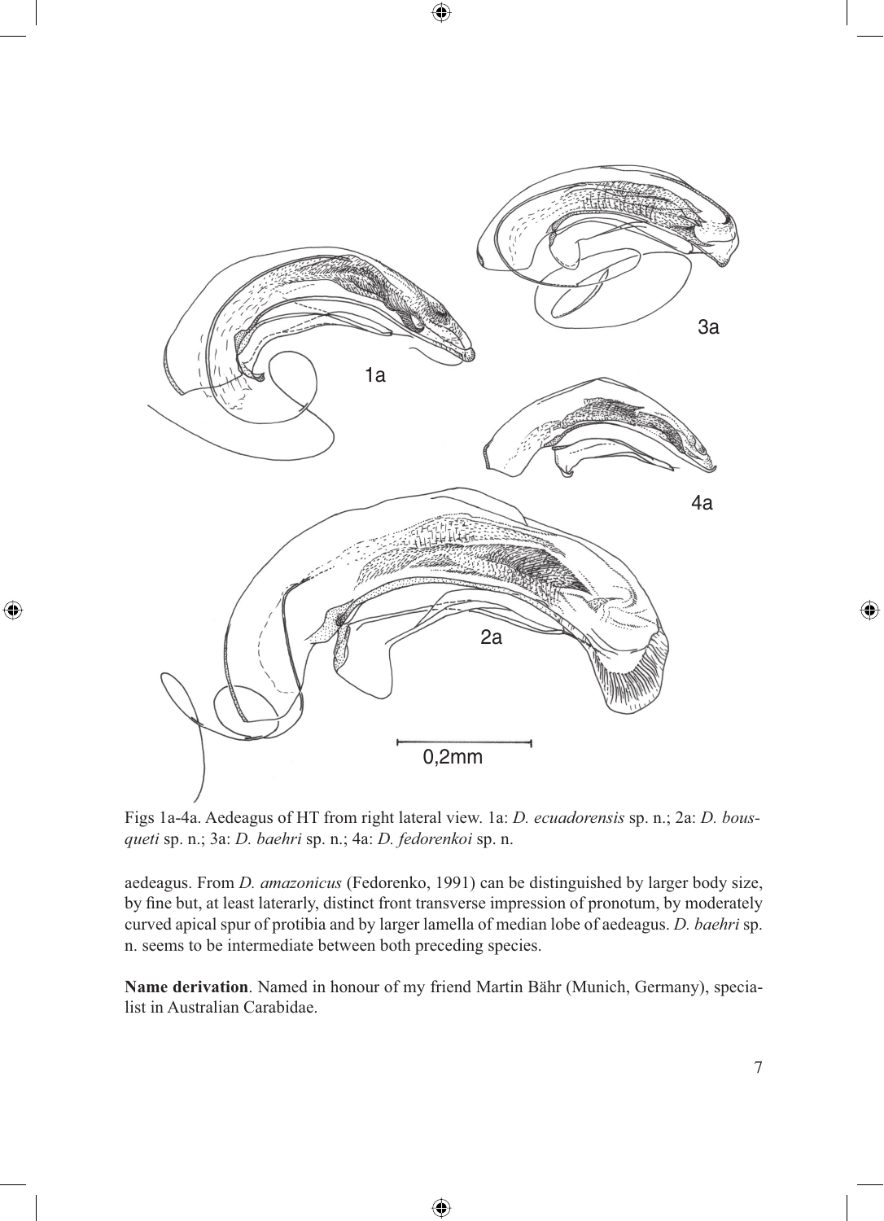Figs 1a-4a. Aedeagus of HT from right lateral view. 1a: *D. ecuadorensis* sp. n.; 2a: *D. bousqueti* sp. n.; 3a: *D. baehri* sp. n.; 4a: *D. fedorenkoi* sp. n.

aedeagus. From *D. amazonicus* (Fedorenko, 1991) can be distinguished by larger body size, by fine but, at least laterarly, distinct front transverse impression of pronotum, by moderately curved apical spur of protibia and by larger lamella of median lobe of aedeagus. *D. baehri* sp. n. seems to be intermediate between both preceding species.

**Name derivation**. Named in honour of my friend Martin Bähr (Munich, Germany), specialist in Australian Carabidae.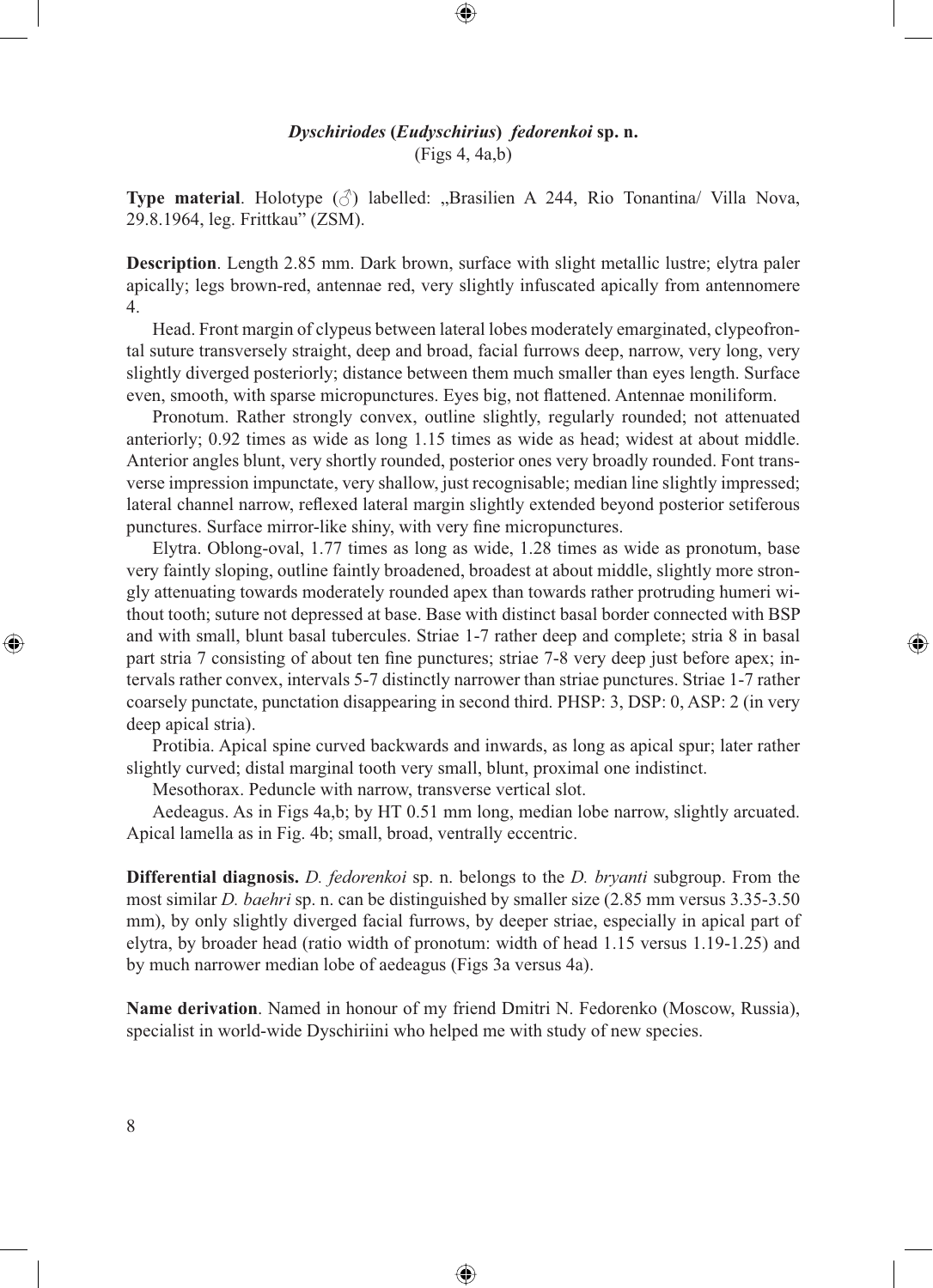### *Dyschiriodes* (*Eudyschirius*) *fedorenkoi* sp. n.

(Figs 4, 4a,b)

**Type material**. Holotype (♂) labelled: „Brasilien A 244, Rio Tonantina/ Villa Nova, 29.8.1964, leg. Frittkau" (ZSM).

**Description**. Length 2.85 mm. Dark brown, surface with slight metallic lustre; elytra paler apically; legs brown-red, antennae red, very slightly infuscated apically from antennomere 4.

Head. Front margin of clypeus between lateral lobes moderately emarginated, clypeofrontal suture transversely straight, deep and broad, facial furrows deep, narrow, very long, very slightly diverged posteriorly; distance between them much smaller than eyes length. Surface even, smooth, with sparse micropunctures. Eyes big, not flattened. Antennae moniliform.

Pronotum. Rather strongly convex, outline slightly, regularly rounded; not attenuated anteriorly; 0.92 times as wide as long 1.15 times as wide as head; widest at about middle. Anterior angles blunt, very shortly rounded, posterior ones very broadly rounded. Font transverse impression impunctate, very shallow, just recognisable; median line slightly impressed; lateral channel narrow, reflexed lateral margin slightly extended beyond posterior setiferous punctures. Surface mirror-like shiny, with very fine micropunctures.

Elytra. Oblong-oval, 1.77 times as long as wide, 1.28 times as wide as pronotum, base very faintly sloping, outline faintly broadened, broadest at about middle, slightly more strongly attenuating towards moderately rounded apex than towards rather protruding humeri without tooth; suture not depressed at base. Base with distinct basal border connected with BSP and with small, blunt basal tubercules. Striae 1-7 rather deep and complete; stria 8 in basal part stria 7 consisting of about ten fine punctures; striae 7-8 very deep just before apex; intervals rather convex, intervals 5-7 distinctly narrower than striae punctures. Striae 1-7 rather coarsely punctate, punctation disappearing in second third. PHSP: 3, DSP: 0, ASP: 2 (in very deep apical stria).

Protibia. Apical spine curved backwards and inwards, as long as apical spur; later rather slightly curved; distal marginal tooth very small, blunt, proximal one indistinct.

Mesothorax. Peduncle with narrow, transverse vertical slot.

Aedeagus. As in Figs 4a,b; by HT 0.51 mm long, median lobe narrow, slightly arcuated. Apical lamella as in Fig. 4b; small, broad, ventrally eccentric.

**Differential diagnosis.** *D. fedorenkoi* sp. n. belongs to the *D. bryanti* subgroup. From the most similar *D. baehri* sp. n. can be distinguished by smaller size (2.85 mm versus 3.35-3.50 mm), by only slightly diverged facial furrows, by deeper striae, especially in apical part of elytra, by broader head (ratio width of pronotum: width of head 1.15 versus 1.19-1.25) and by much narrower median lobe of aedeagus (Figs 3a versus 4a).

**Name derivation**. Named in honour of my friend Dmitri N. Fedorenko (Moscow, Russia), specialist in world-wide Dyschiriini who helped me with study of new species.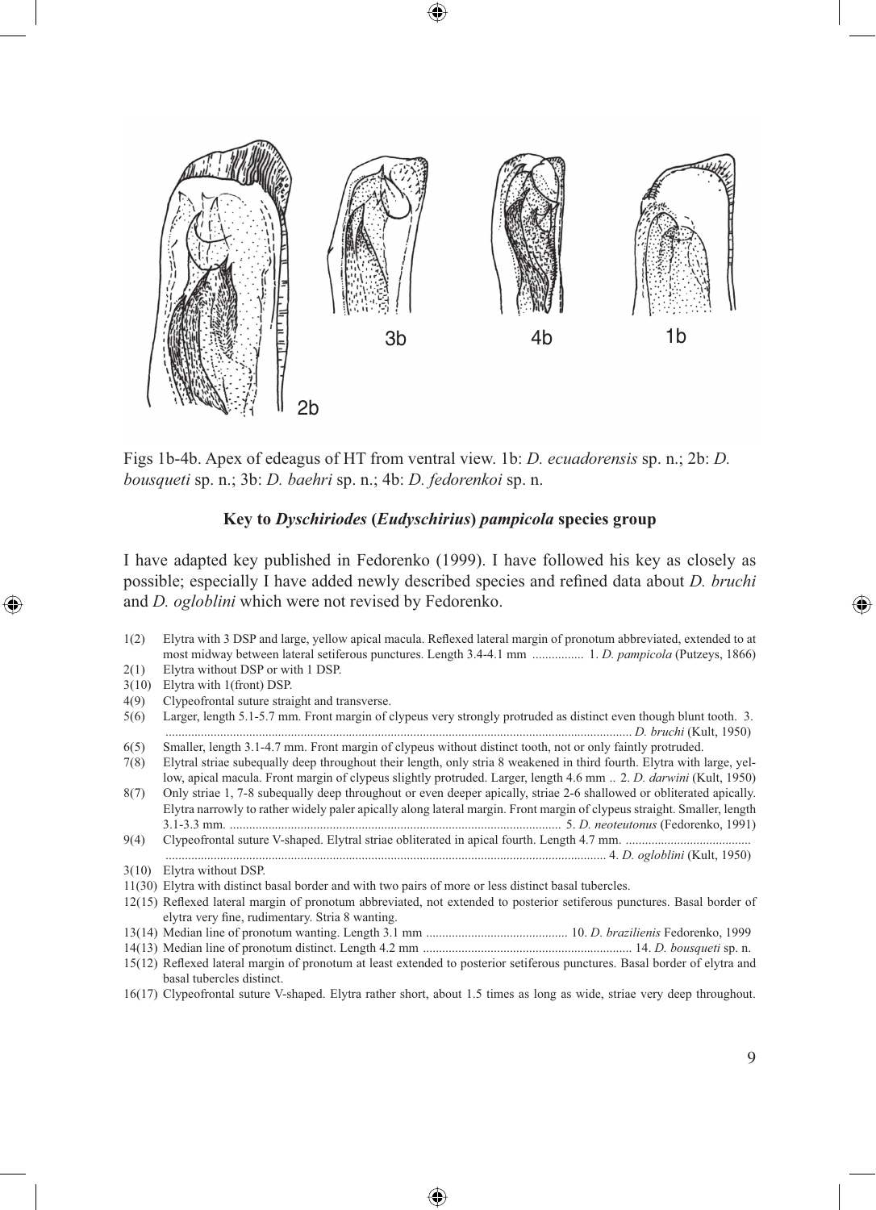Figs 1b-4b. Apex of edeagus of HT from ventral view. 1b: *D. ecuadorensis* sp. n.; 2b: *D. bousqueti* sp. n.; 3b: *D. baehri* sp. n.; 4b: *D. fedorenkoi* sp. n.

### Key to *Dyschiriodes* (*Eudyschirius*) *pampicola* species group

I have adapted key published in Fedorenko (1999). I have followed his key as closely as possible; especially I have added newly described species and refined data about *D. bruchi* and *D. ogloblini* which were not revised by Fedorenko.

1(2) Elytra with 3 DSP and large, yellow apical macula. Reflexed lateral margin of pronotum abbreviated, extended to at most midway between lateral setiferous punctures. Length 3.4-4.1 mm ................ 1. *D. pampicola* (Putzeys, 1866)

2(1) Elytra without DSP or with 1 DSP.

3(10) Elytra with 1(front) DSP.

4(9) Clypeofrontal suture straight and transverse.

5(6) Larger, length 5.1-5.7 mm. Front margin of clypeus very strongly protruded as distinct even though blunt tooth. 3. ............................................................................................................................................... *D. bruchi* (Kult, 1950)

6(5) Smaller, length 3.1-4.7 mm. Front margin of clypeus without distinct tooth, not or only faintly protruded.

7(8) Elytral striae subequally deep throughout their length, only stria 8 weakened in third fourth. Elytra with large, yellow, apical macula. Front margin of clypeus slightly protruded. Larger, length 4.6 mm .. 2. *D. darwini* (Kult, 1950)

8(7) Only striae 1, 7-8 subequally deep throughout or even deeper apically, striae 2-6 shallowed or obliterated apically. Elytra narrowly to rather widely paler apically along lateral margin. Front margin of clypeus straight. Smaller, length 3.1-3.3 mm. ...................................................................................................... 5. *D. neoteutonus* (Fedorenko, 1991)

9(4) Clypeofrontal suture V-shaped. Elytral striae obliterated in apical fourth. Length 4.7 mm. ....................................... ........................................................................................................................................ 4. *D. ogloblini* (Kult, 1950)

3(10) Elytra without DSP.

11(30) Elytra with distinct basal border and with two pairs of more or less distinct basal tubercles.

12(15) Reflexed lateral margin of pronotum abbreviated, not extended to posterior setiferous punctures. Basal border of elytra very fine, rudimentary. Stria 8 wanting.

13(14) Median line of pronotum wanting. Length 3.1 mm ............................................ 10. *D. brazilienis* Fedorenko, 1999

14(13) Median line of pronotum distinct. Length 4.2 mm ................................................................ 14. *D. bousqueti* sp. n.

15(12) Reflexed lateral margin of pronotum at least extended to posterior setiferous punctures. Basal border of elytra and basal tubercles distinct.

16(17) Clypeofrontal suture V-shaped. Elytra rather short, about 1.5 times as long as wide, striae very deep throughout.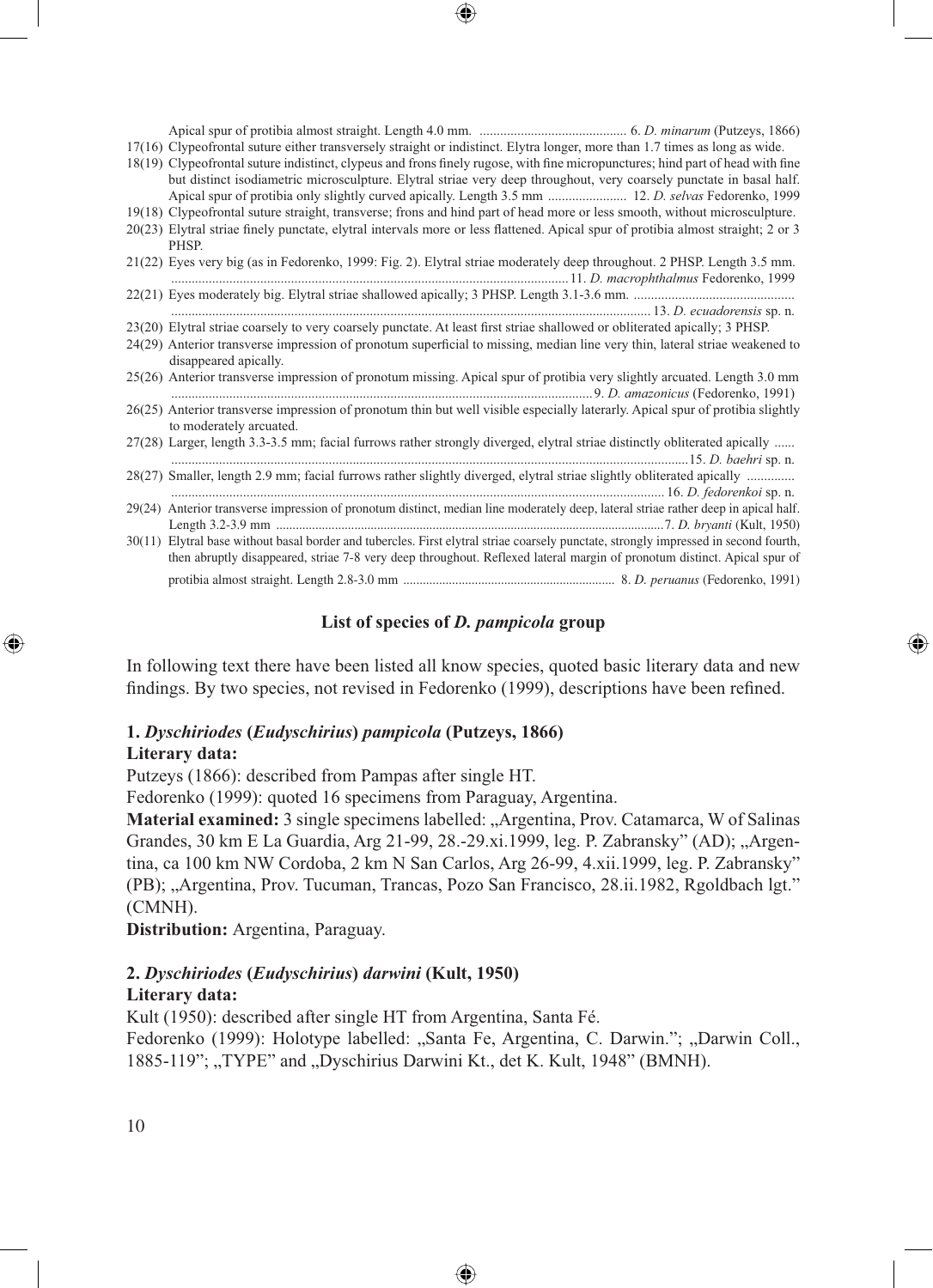Apical spur of protibia almost straight. Length 4.0 mm. ........................................... 6. *D. minarum* (Putzeys, 1866)

17(16) Clypeofrontal suture either transversely straight or indistinct. Elytra longer, more than 1.7 times as long as wide.

18(19) Clypeofrontal suture indistinct, clypeus and frons finely rugose, with fine micropunctures; hind part of head with fine but distinct isodiametric microsculpture. Elytral striae very deep throughout, very coarsely punctate in basal half. Apical spur of protibia only slightly curved apically. Length 3.5 mm ....................... 12. *D. selvas* Fedorenko, 1999

19(18) Clypeofrontal suture straight, transverse; frons and hind part of head more or less smooth, without microsculpture.

20(23) Elytral striae finely punctate, elytral intervals more or less flattened. Apical spur of protibia almost straight; 2 or 3 PHSP.

21(22) Eyes very big (as in Fedorenko, 1999: Fig. 2). Elytral striae moderately deep throughout. 2 PHSP. Length 3.5 mm. .................................................................................................................. 11. *D. macrophthalmus* Fedorenko, 1999

22(21) Eyes moderately big. Elytral striae shallowed apically; 3 PHSP. Length 3.1-3.6 mm. ............................................... .......................................................................................................................................... 13. *D. ecuadorensis* sp. n.

23(20) Elytral striae coarsely to very coarsely punctate. At least first striae shallowed or obliterated apically; 3 PHSP.

24(29) Anterior transverse impression of pronotum superficial to missing, median line very thin, lateral striae weakened to disappeared apically.

25(26) Anterior transverse impression of pronotum missing. Apical spur of protibia very slightly arcuated. Length 3.0 mm .......................................................................................................................... 9. *D. amazonicus* (Fedorenko, 1991)

26(25) Anterior transverse impression of pronotum thin but well visible especially laterally. Apical spur of protibia slightly to moderately arcuated.

27(28) Larger, length 3.3-3.5 mm; facial furrows rather strongly diverged, elytral striae distinctly obliterated apically ...... ........................................................................................................................................15. *D. baehri* sp. n.

28(27) Smaller, length 2.9 mm; facial furrows rather slightly diverged, elytral striae slightly obliterated apically .............. ............................................................................................................................................. 16. *D. fedorenkoi* sp. n.

29(24) Anterior transverse impression of pronotum distinct, median line moderately deep, lateral striae rather deep in apical half. Length 3.2-3.9 mm ...................................................................................................................7. *D. bryanti* (Kult, 1950)

30(11) Elytral base without basal border and tubercles. First elytral striae coarsely punctate, strongly impressed in second fourth, then abruptly disappeared, striae 7-8 very deep throughout. Reflexed lateral margin of pronotum distinct. Apical spur of protibia almost straight. Length 2.8-3.0 mm ................................................................ 8. *D. peruanus* (Fedorenko, 1991)

## List of species of *D. pampicola* group

In following text there have been listed all know species, quoted basic literary data and new findings. By two species, not revised in Fedorenko (1999), descriptions have been refined.

### 1. *Dyschiriodes* (*Eudyschirius*) *pampicola* (Putzeys, 1866)

**Literary data:**

Putzeys (1866): described from Pampas after single HT.

Fedorenko (1999): quoted 16 specimens from Paraguay, Argentina.

**Material examined:** 3 single specimens labelled: „Argentina, Prov. Catamarca, W of Salinas Grandes, 30 km E La Guardia, Arg 21-99, 28.-29.xi.1999, leg. P. Zabransky" (AD); „Argentina, ca 100 km NW Cordoba, 2 km N San Carlos, Arg 26-99, 4.xii.1999, leg. P. Zabransky" (PB); „Argentina, Prov. Tucuman, Trancas, Pozo San Francisco, 28.ii.1982, Rgoldbach lgt." (CMNH).

**Distribution:** Argentina, Paraguay.

### 2. *Dyschiriodes* (*Eudyschirius*) *darwini* (Kult, 1950)

**Literary data:**

Kult (1950): described after single HT from Argentina, Santa Fé.

Fedorenko (1999): Holotype labelled: „Santa Fe, Argentina, C. Darwin."; „Darwin Coll., 1885-119"; „TYPE" and „Dyschirius Darwini Kt., det K. Kult, 1948" (BMNH).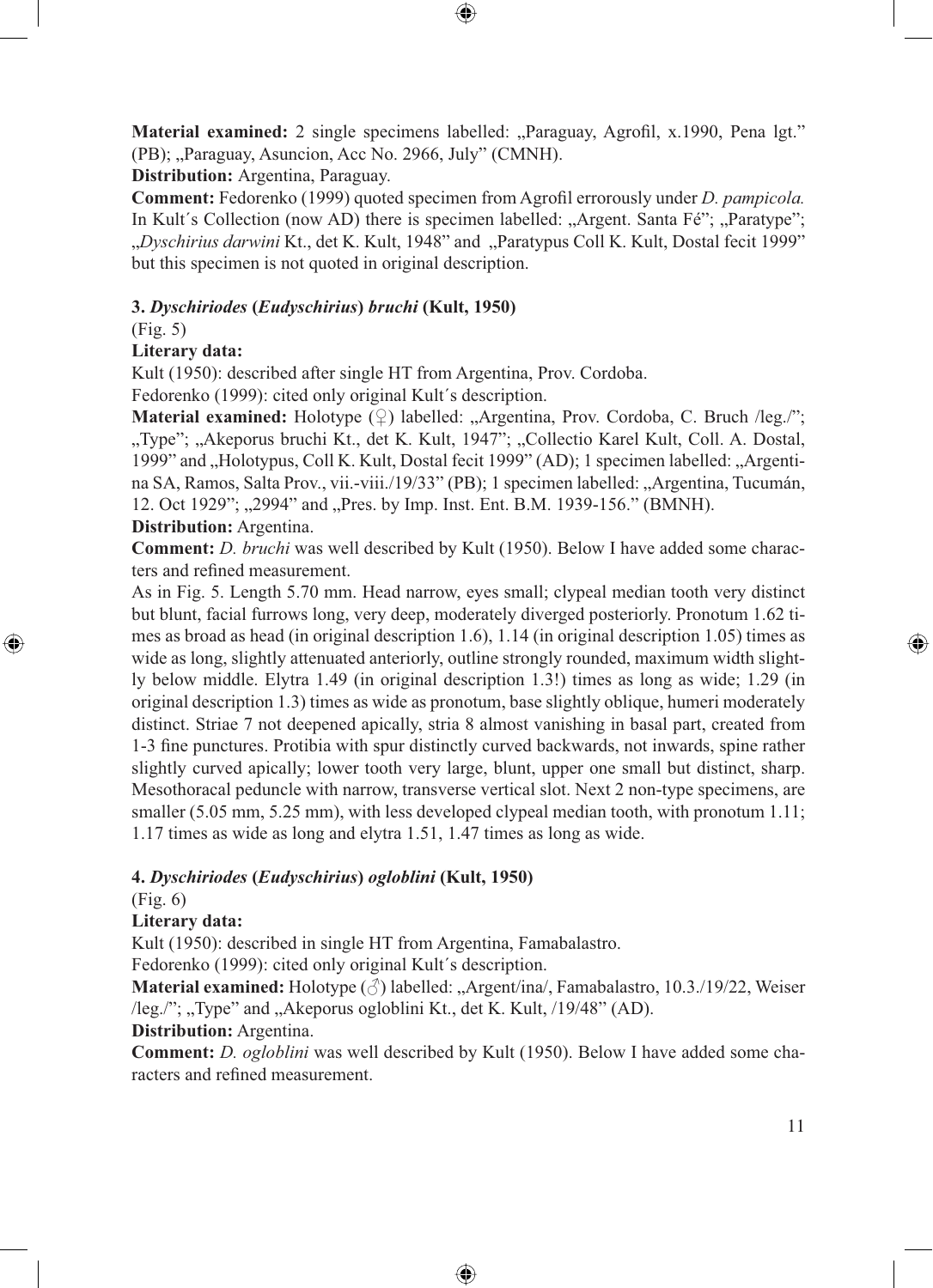**Material examined:** 2 single specimens labelled: „Paraguay, Agrofil, x.1990, Pena lgt." (PB); „Paraguay, Asuncion, Acc No. 2966, July" (CMNH).

**Distribution:** Argentina, Paraguay.

**Comment:** Fedorenko (1999) quoted specimen from Agrofil errorously under *D. pampicola.* In Kult´s Collection (now AD) there is specimen labelled: „Argent. Santa Fé"; „Paratype"; „*Dyschirius darwini* Kt., det K. Kult, 1948" and „Paratypus Coll K. Kult, Dostal fecit 1999" but this specimen is not quoted in original description.

### 3. *Dyschiriodes* (*Eudyschirius*) *bruchi* (Kult, 1950)

(Fig. 5)

**Literary data:**

Kult (1950): described after single HT from Argentina, Prov. Cordoba.

Fedorenko (1999): cited only original Kult´s description.

**Material examined:** Holotype (♀) labelled: „Argentina, Prov. Cordoba, C. Bruch /leg./"; „Type"; „Akeporus bruchi Kt., det K. Kult, 1947"; „Collectio Karel Kult, Coll. A. Dostal, 1999" and „Holotypus, Coll K. Kult, Dostal fecit 1999" (AD); 1 specimen labelled: „Argentina SA, Ramos, Salta Prov., vii.-viii./19/33" (PB); 1 specimen labelled: „Argentina, Tucumán, 12. Oct 1929"; „2994" and „Pres. by Imp. Inst. Ent. B.M. 1939-156." (BMNH).

**Distribution:** Argentina.

**Comment:** *D. bruchi* was well described by Kult (1950). Below I have added some characters and refined measurement.

As in Fig. 5. Length 5.70 mm. Head narrow, eyes small; clypeal median tooth very distinct but blunt, facial furrows long, very deep, moderately diverged posteriorly. Pronotum 1.62 times as broad as head (in original description 1.6), 1.14 (in original description 1.05) times as wide as long, slightly attenuated anteriorly, outline strongly rounded, maximum width slightly below middle. Elytra 1.49 (in original description 1.3!) times as long as wide; 1.29 (in original description 1.3) times as wide as pronotum, base slightly oblique, humeri moderately distinct. Striae 7 not deepened apically, stria 8 almost vanishing in basal part, created from 1-3 fine punctures. Protibia with spur distinctly curved backwards, not inwards, spine rather slightly curved apically; lower tooth very large, blunt, upper one small but distinct, sharp. Mesothoracal peduncle with narrow, transverse vertical slot. Next 2 non-type specimens, are smaller (5.05 mm, 5.25 mm), with less developed clypeal median tooth, with pronotum 1.11; 1.17 times as wide as long and elytra 1.51, 1.47 times as long as wide.

### 4. *Dyschiriodes* (*Eudyschirius*) *ogloblini* (Kult, 1950)

(Fig. 6)

**Literary data:**

Kult (1950): described in single HT from Argentina, Famabalastro.

Fedorenko (1999): cited only original Kult´s description.

**Material examined:** Holotype (♂) labelled: „Argent/ina/, Famabalastro, 10.3./19/22, Weiser /leg./"; „Type" and „Akeporus ogloblini Kt., det K. Kult, /19/48" (AD).

**Distribution:** Argentina.

**Comment:** *D. ogloblini* was well described by Kult (1950). Below I have added some characters and refined measurement.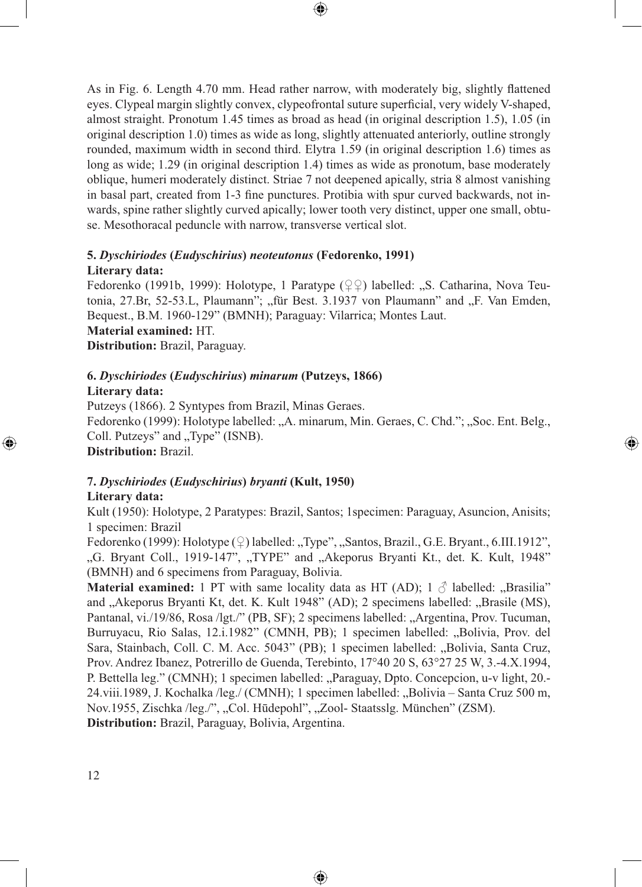As in Fig. 6. Length 4.70 mm. Head rather narrow, with moderately big, slightly flattened eyes. Clypeal margin slightly convex, clypeofrontal suture superficial, very widely V-shaped, almost straight. Pronotum 1.45 times as broad as head (in original description 1.5), 1.05 (in original description 1.0) times as wide as long, slightly attenuated anteriorly, outline strongly rounded, maximum width in second third. Elytra 1.59 (in original description 1.6) times as long as wide; 1.29 (in original description 1.4) times as wide as pronotum, base moderately oblique, humeri moderately distinct. Striae 7 not deepened apically, stria 8 almost vanishing in basal part, created from 1-3 fine punctures. Protibia with spur curved backwards, not inwards, spine rather slightly curved apically; lower tooth very distinct, upper one small, obtuse. Mesothoracal peduncle with narrow, transverse vertical slot.

**5. *Dyschiriodes* (*Eudyschirius*) *neoteutonus* (Fedorenko, 1991)**
**Literary data:**
Fedorenko (1991b, 1999): Holotype, 1 Paratype (♀♀) labelled: „S. Catharina, Nova Teutonia, 27.Br, 52-53.L, Plaumann"; „für Best. 3.1937 von Plaumann" and „F. Van Emden, Bequest., B.M. 1960-129" (BMNH); Paraguay: Vilarrica; Montes Laut.
**Material examined:** HT.
**Distribution:** Brazil, Paraguay.

**6. *Dyschiriodes* (*Eudyschirius*) *minarum* (Putzeys, 1866)**
**Literary data:**
Putzeys (1866). 2 Syntypes from Brazil, Minas Geraes.
Fedorenko (1999): Holotype labelled: „A. minarum, Min. Geraes, C. Chd."; „Soc. Ent. Belg., Coll. Putzeys" and „Type" (ISNB).
**Distribution:** Brazil.

**7. *Dyschiriodes* (*Eudyschirius*) *bryanti* (Kult, 1950)**
**Literary data:**
Kult (1950): Holotype, 2 Paratypes: Brazil, Santos; 1specimen: Paraguay, Asuncion, Anisits; 1 specimen: Brazil
Fedorenko (1999): Holotype (♀) labelled: „Type", „Santos, Brazil., G.E. Bryant., 6.III.1912", „G. Bryant Coll., 1919-147", „TYPE" and „Akeporus Bryanti Kt., det. K. Kult, 1948" (BMNH) and 6 specimens from Paraguay, Bolivia.
**Material examined:** 1 PT with same locality data as HT (AD); 1 ♂ labelled: „Brasilia" and „Akeporus Bryanti Kt, det. K. Kult 1948" (AD); 2 specimens labelled: „Brasile (MS), Pantanal, vi./19/86, Rosa /lgt./" (PB, SF); 2 specimens labelled: „Argentina, Prov. Tucuman, Burruyacu, Rio Salas, 12.i.1982" (CMNH, PB); 1 specimen labelled: „Bolivia, Prov. del Sara, Stainbach, Coll. C. M. Acc. 5043" (PB); 1 specimen labelled: „Bolivia, Santa Cruz, Prov. Andrez Ibanez, Potrerillo de Guenda, Terebinto, 17°40 20 S, 63°27 25 W, 3.-4.X.1994, P. Bettella leg." (CMNH); 1 specimen labelled: „Paraguay, Dpto. Concepcion, u-v light, 20.-24.viii.1989, J. Kochalka /leg./ (CMNH); 1 specimen labelled: „Bolivia – Santa Cruz 500 m, Nov.1955, Zischka /leg./", „Col. Hūdepohl", „Zool- Staatsslg. München" (ZSM).
**Distribution:** Brazil, Paraguay, Bolivia, Argentina.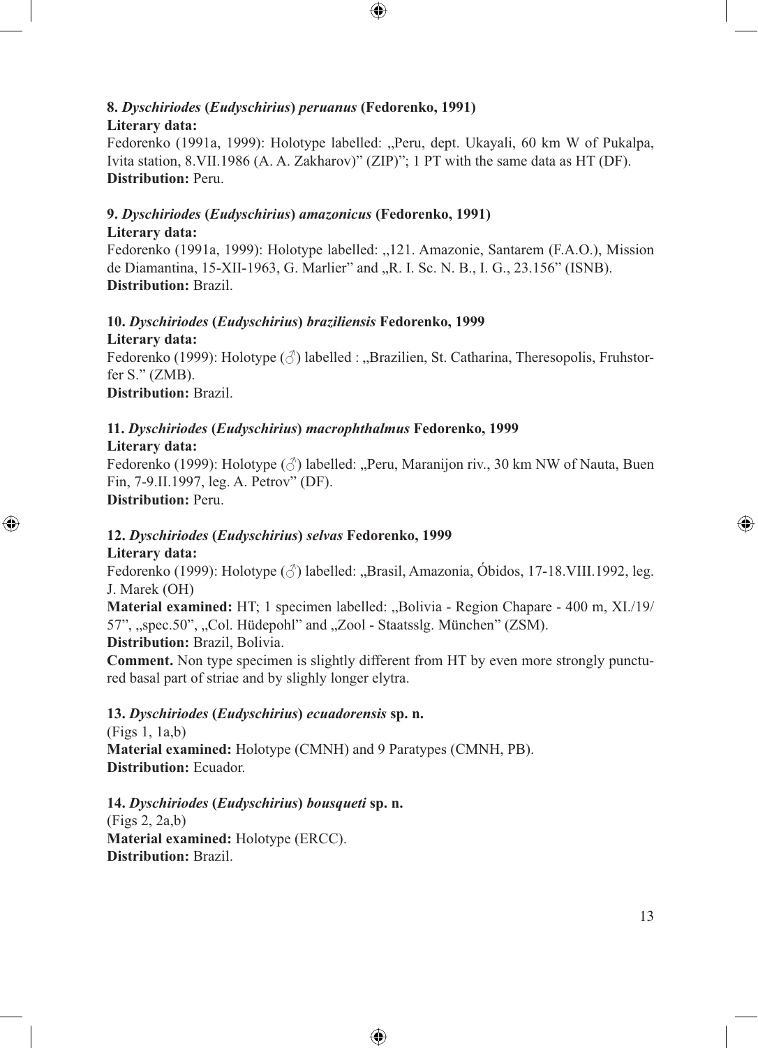**8. *Dyschiriodes* (*Eudyschirius*) *peruanus* (Fedorenko, 1991)**
**Literary data:**
Fedorenko (1991a, 1999): Holotype labelled: „Peru, dept. Ukayali, 60 km W of Pukalpa, Ivita station, 8.VII.1986 (A. A. Zakharov)" (ZIP)"; 1 PT with the same data as HT (DF).
**Distribution:** Peru.

**9. *Dyschiriodes* (*Eudyschirius*) *amazonicus* (Fedorenko, 1991)**
**Literary data:**
Fedorenko (1991a, 1999): Holotype labelled: „121. Amazonie, Santarem (F.A.O.), Mission de Diamantina, 15-XII-1963, G. Marlier" and „R. I. Sc. N. B., I. G., 23.156" (ISNB).
**Distribution:** Brazil.

**10. *Dyschiriodes* (*Eudyschirius*) *braziliensis* Fedorenko, 1999**
**Literary data:**
Fedorenko (1999): Holotype (♂) labelled : „Brazilien, St. Catharina, Theresopolis, Fruhstorfer S." (ZMB).
**Distribution:** Brazil.

**11. *Dyschiriodes* (*Eudyschirius*) *macrophthalmus* Fedorenko, 1999**
**Literary data:**
Fedorenko (1999): Holotype (♂) labelled: „Peru, Maranijon riv., 30 km NW of Nauta, Buen Fin, 7-9.II.1997, leg. A. Petrov" (DF).
**Distribution:** Peru.

**12. *Dyschiriodes* (*Eudyschirius*) *selvas* Fedorenko, 1999**
**Literary data:**
Fedorenko (1999): Holotype (♂) labelled: „Brasil, Amazonia, Óbidos, 17-18.VIII.1992, leg. J. Marek (OH)
**Material examined:** HT; 1 specimen labelled: „Bolivia - Region Chapare - 400 m, XI./19/ 57", „spec.50", „Col. Hüdepohl" and „Zool - Staatsslg. München" (ZSM).
**Distribution:** Brazil, Bolivia.
**Comment.** Non type specimen is slightly different from HT by even more strongly punctured basal part of striae and by slighly longer elytra.

**13. *Dyschiriodes* (*Eudyschirius*) *ecuadorensis* sp. n.**
(Figs 1, 1a,b)
**Material examined:** Holotype (CMNH) and 9 Paratypes (CMNH, PB).
**Distribution:** Ecuador.

**14. *Dyschiriodes* (*Eudyschirius*) *bousqueti* sp. n.**
(Figs 2, 2a,b)
**Material examined:** Holotype (ERCC).
**Distribution:** Brazil.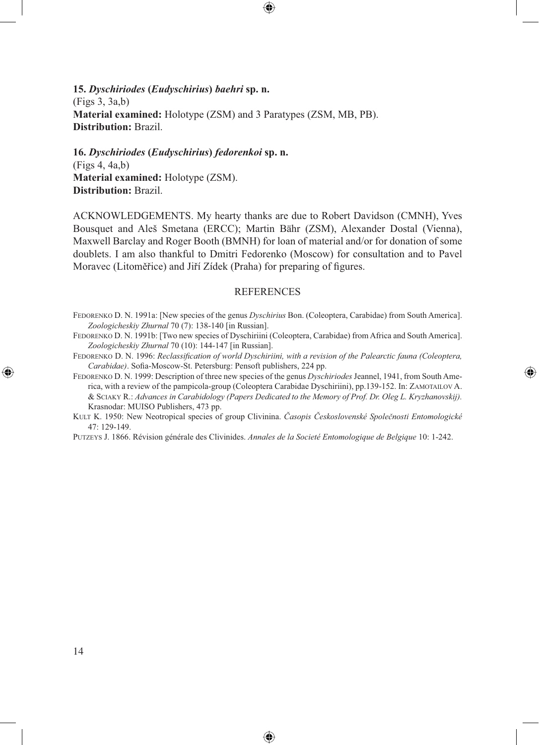**15. *Dyschiriodes* (*Eudyschirius*) *baehri* sp. n.**
(Figs 3, 3a,b)
**Material examined:** Holotype (ZSM) and 3 Paratypes (ZSM, MB, PB).
**Distribution:** Brazil.

**16. *Dyschiriodes* (*Eudyschirius*) *fedorenkoi* sp. n.**
(Figs 4, 4a,b)
**Material examined:** Holotype (ZSM).
**Distribution:** Brazil.

ACKNOWLEDGEMENTS. My hearty thanks are due to Robert Davidson (CMNH), Yves Bousquet and Aleš Smetana (ERCC); Martin Bähr (ZSM), Alexander Dostal (Vienna), Maxwell Barclay and Roger Booth (BMNH) for loan of material and/or for donation of some doublets. I am also thankful to Dmitri Fedorenko (Moscow) for consultation and to Pavel Moravec (Litoměřice) and Jiří Zídek (Praha) for preparing of figures.

## REFERENCES

Fedorenko D. N. 1991a: [New species of the genus *Dyschirius* Bon. (Coleoptera, Carabidae) from South America]. *Zoologicheskiy Zhurnal* 70 (7): 138-140 [in Russian].

Fedorenko D. N. 1991b: [Two new species of Dyschiriini (Coleoptera, Carabidae) from Africa and South America]. *Zoologicheskiy Zhurnal* 70 (10): 144-147 [in Russian].

Fedorenko D. N. 1996: *Reclassification of world Dyschiriini, with a revision of the Palearctic fauna (Coleoptera, Carabidae)*. Sofia-Moscow-St. Petersburg: Pensoft publishers, 224 pp.

Fedorenko D. N. 1999: Description of three new species of the genus *Dyschiriodes* Jeannel, 1941, from South America, with a review of the pampicola-group (Coleoptera Carabidae Dyschiriini), pp.139-152. In: Zamotailov A. & Sciaky R.: *Advances in Carabidology (Papers Dedicated to the Memory of Prof. Dr. Oleg L. Kryzhanovskij)*. Krasnodar: MUISO Publishers, 473 pp.

Kult K. 1950: New Neotropical species of group Clivinina. *Časopis Československé Společnosti Entomologické* 47: 129-149.

Putzeys J. 1866. Révision générale des Clivinides. *Annales de la Societé Entomologique de Belgique* 10: 1-242.